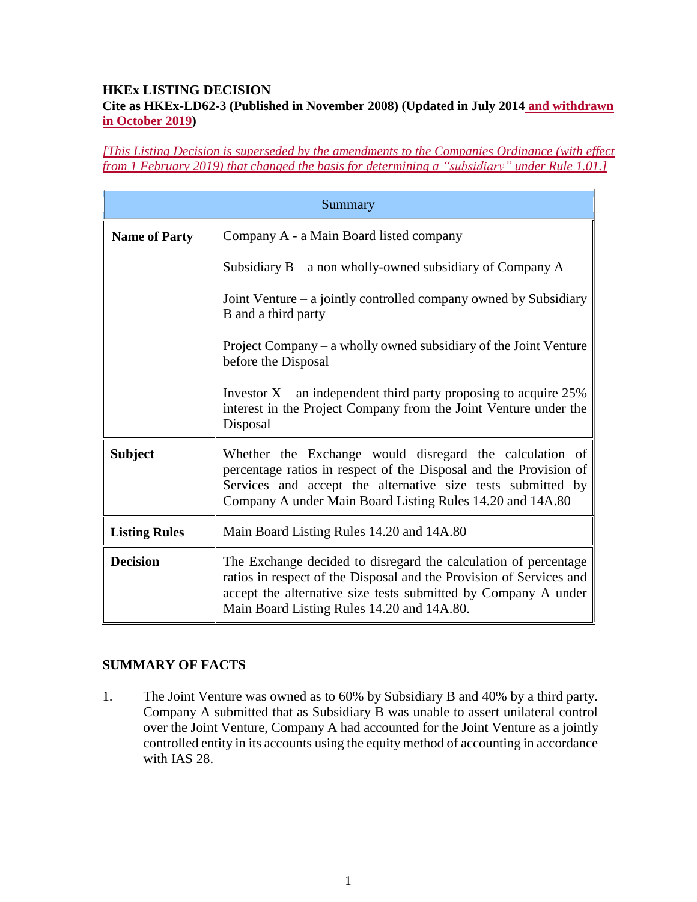**HKEx LISTING DECISION**

**Cite as HKEx-LD62-3 (Published in November 2008) (Updated in July 2014 <u>and withdrawn in October 2019</u>)**

*<u>[This Listing Decision is superseded by the amendments to the Companies Ordinance (with effect from 1 February 2019) that changed the basis for determining a "subsidiary" under Rule 1.01.]</u>*

| Summary | |
|---|---|
| **Name of Party** | Company A - a Main Board listed company<br><br>Subsidiary B – a non wholly-owned subsidiary of Company A<br><br>Joint Venture – a jointly controlled company owned by Subsidiary B and a third party<br><br>Project Company – a wholly owned subsidiary of the Joint Venture before the Disposal<br><br>Investor X – an independent third party proposing to acquire 25% interest in the Project Company from the Joint Venture under the Disposal |
| **Subject** | Whether the Exchange would disregard the calculation of percentage ratios in respect of the Disposal and the Provision of Services and accept the alternative size tests submitted by Company A under Main Board Listing Rules 14.20 and 14A.80 |
| **Listing Rules** | Main Board Listing Rules 14.20 and 14A.80 |
| **Decision** | The Exchange decided to disregard the calculation of percentage ratios in respect of the Disposal and the Provision of Services and accept the alternative size tests submitted by Company A under Main Board Listing Rules 14.20 and 14A.80. |

**SUMMARY OF FACTS**

1. The Joint Venture was owned as to 60% by Subsidiary B and 40% by a third party. Company A submitted that as Subsidiary B was unable to assert unilateral control over the Joint Venture, Company A had accounted for the Joint Venture as a jointly controlled entity in its accounts using the equity method of accounting in accordance with IAS 28.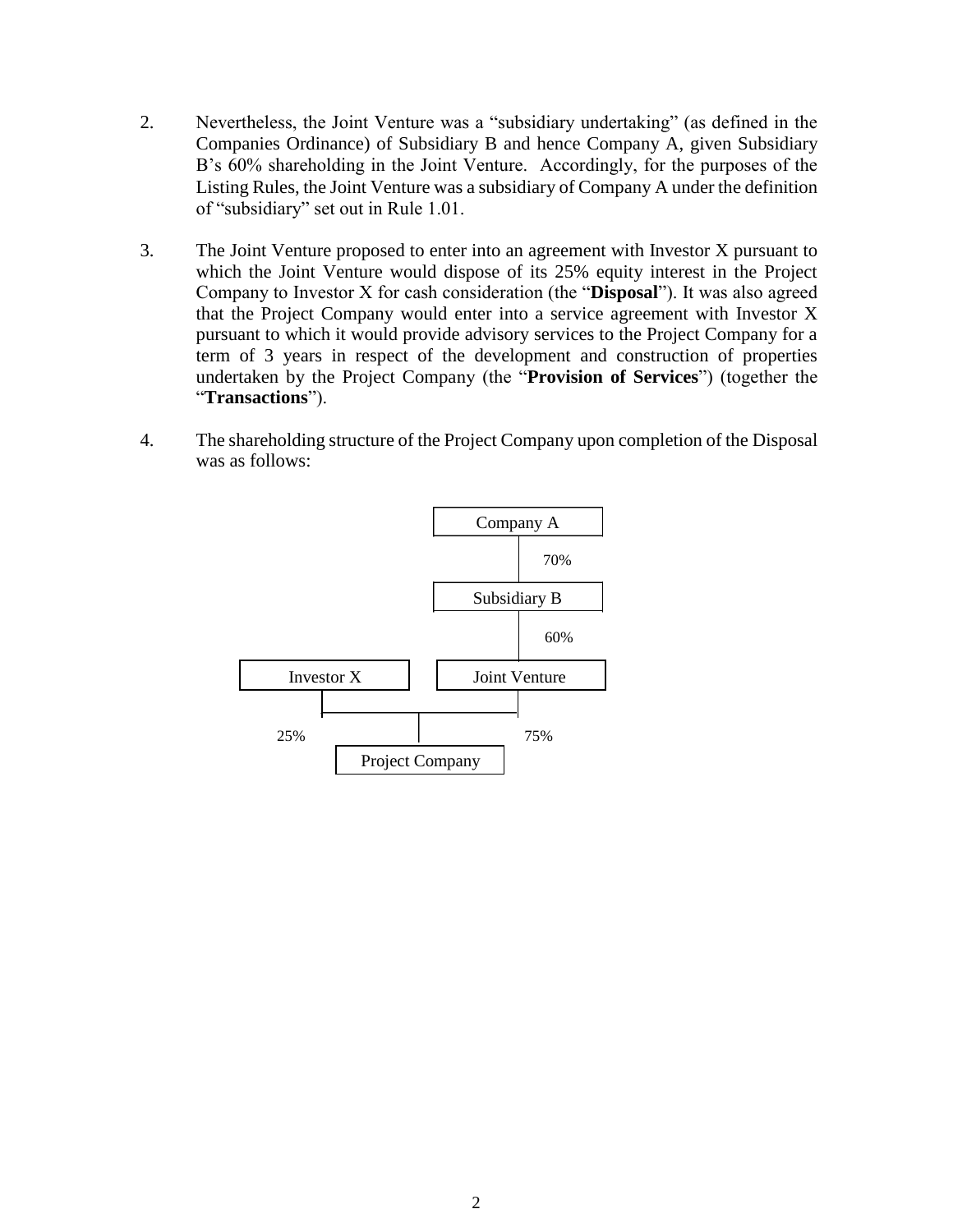2. Nevertheless, the Joint Venture was a "subsidiary undertaking" (as defined in the Companies Ordinance) of Subsidiary B and hence Company A, given Subsidiary B's 60% shareholding in the Joint Venture. Accordingly, for the purposes of the Listing Rules, the Joint Venture was a subsidiary of Company A under the definition of "subsidiary" set out in Rule 1.01.

3. The Joint Venture proposed to enter into an agreement with Investor X pursuant to which the Joint Venture would dispose of its 25% equity interest in the Project Company to Investor X for cash consideration (the "**Disposal**"). It was also agreed that the Project Company would enter into a service agreement with Investor X pursuant to which it would provide advisory services to the Project Company for a term of 3 years in respect of the development and construction of properties undertaken by the Project Company (the "**Provision of Services**") (together the "**Transactions**").

4. The shareholding structure of the Project Company upon completion of the Disposal was as follows:

```
                    Company A
                        | 70%
                   Subsidiary B
                        | 60%
Investor X          Joint Venture
    |                   |
    |-------------------|
 25%        |          75%
      Project Company
```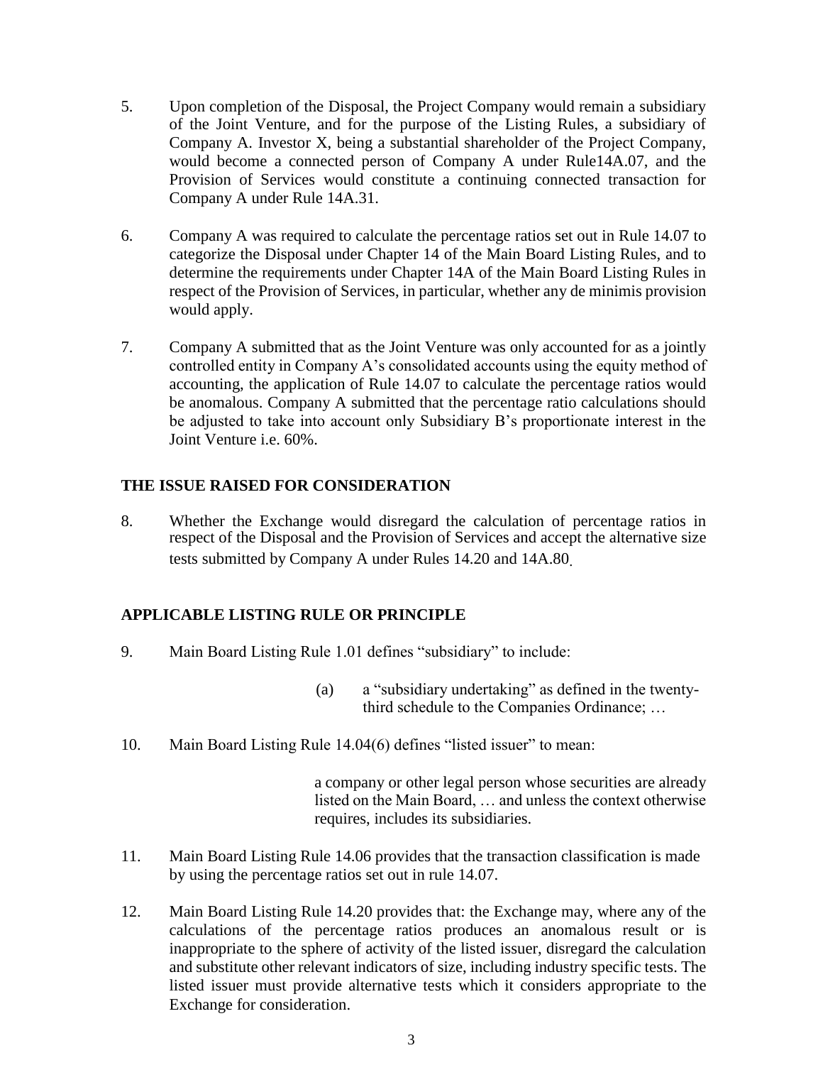5. Upon completion of the Disposal, the Project Company would remain a subsidiary of the Joint Venture, and for the purpose of the Listing Rules, a subsidiary of Company A. Investor X, being a substantial shareholder of the Project Company, would become a connected person of Company A under Rule14A.07, and the Provision of Services would constitute a continuing connected transaction for Company A under Rule 14A.31.

6. Company A was required to calculate the percentage ratios set out in Rule 14.07 to categorize the Disposal under Chapter 14 of the Main Board Listing Rules, and to determine the requirements under Chapter 14A of the Main Board Listing Rules in respect of the Provision of Services, in particular, whether any de minimis provision would apply.

7. Company A submitted that as the Joint Venture was only accounted for as a jointly controlled entity in Company A's consolidated accounts using the equity method of accounting, the application of Rule 14.07 to calculate the percentage ratios would be anomalous. Company A submitted that the percentage ratio calculations should be adjusted to take into account only Subsidiary B's proportionate interest in the Joint Venture i.e. 60%.

## THE ISSUE RAISED FOR CONSIDERATION

8. Whether the Exchange would disregard the calculation of percentage ratios in respect of the Disposal and the Provision of Services and accept the alternative size tests submitted by Company A under Rules 14.20 and 14A.80.

## APPLICABLE LISTING RULE OR PRINCIPLE

9. Main Board Listing Rule 1.01 defines "subsidiary" to include:

   > (a) a "subsidiary undertaking" as defined in the twenty-third schedule to the Companies Ordinance; …

10. Main Board Listing Rule 14.04(6) defines "listed issuer" to mean:

    > a company or other legal person whose securities are already listed on the Main Board, … and unless the context otherwise requires, includes its subsidiaries.

11. Main Board Listing Rule 14.06 provides that the transaction classification is made by using the percentage ratios set out in rule 14.07.

12. Main Board Listing Rule 14.20 provides that: the Exchange may, where any of the calculations of the percentage ratios produces an anomalous result or is inappropriate to the sphere of activity of the listed issuer, disregard the calculation and substitute other relevant indicators of size, including industry specific tests. The listed issuer must provide alternative tests which it considers appropriate to the Exchange for consideration.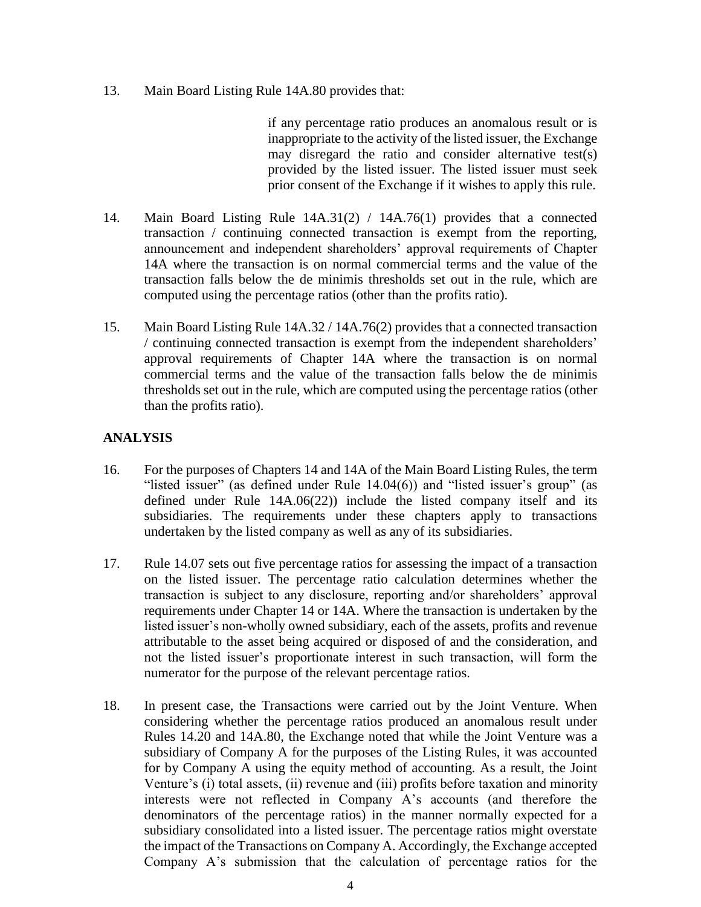13. Main Board Listing Rule 14A.80 provides that:

> if any percentage ratio produces an anomalous result or is inappropriate to the activity of the listed issuer, the Exchange may disregard the ratio and consider alternative test(s) provided by the listed issuer. The listed issuer must seek prior consent of the Exchange if it wishes to apply this rule.

14. Main Board Listing Rule 14A.31(2) / 14A.76(1) provides that a connected transaction / continuing connected transaction is exempt from the reporting, announcement and independent shareholders' approval requirements of Chapter 14A where the transaction is on normal commercial terms and the value of the transaction falls below the de minimis thresholds set out in the rule, which are computed using the percentage ratios (other than the profits ratio).

15. Main Board Listing Rule 14A.32 / 14A.76(2) provides that a connected transaction / continuing connected transaction is exempt from the independent shareholders' approval requirements of Chapter 14A where the transaction is on normal commercial terms and the value of the transaction falls below the de minimis thresholds set out in the rule, which are computed using the percentage ratios (other than the profits ratio).

## ANALYSIS

16. For the purposes of Chapters 14 and 14A of the Main Board Listing Rules, the term "listed issuer" (as defined under Rule 14.04(6)) and "listed issuer's group" (as defined under Rule 14A.06(22)) include the listed company itself and its subsidiaries. The requirements under these chapters apply to transactions undertaken by the listed company as well as any of its subsidiaries.

17. Rule 14.07 sets out five percentage ratios for assessing the impact of a transaction on the listed issuer. The percentage ratio calculation determines whether the transaction is subject to any disclosure, reporting and/or shareholders' approval requirements under Chapter 14 or 14A. Where the transaction is undertaken by the listed issuer's non-wholly owned subsidiary, each of the assets, profits and revenue attributable to the asset being acquired or disposed of and the consideration, and not the listed issuer's proportionate interest in such transaction, will form the numerator for the purpose of the relevant percentage ratios.

18. In present case, the Transactions were carried out by the Joint Venture. When considering whether the percentage ratios produced an anomalous result under Rules 14.20 and 14A.80, the Exchange noted that while the Joint Venture was a subsidiary of Company A for the purposes of the Listing Rules, it was accounted for by Company A using the equity method of accounting. As a result, the Joint Venture's (i) total assets, (ii) revenue and (iii) profits before taxation and minority interests were not reflected in Company A's accounts (and therefore the denominators of the percentage ratios) in the manner normally expected for a subsidiary consolidated into a listed issuer. The percentage ratios might overstate the impact of the Transactions on Company A. Accordingly, the Exchange accepted Company A's submission that the calculation of percentage ratios for the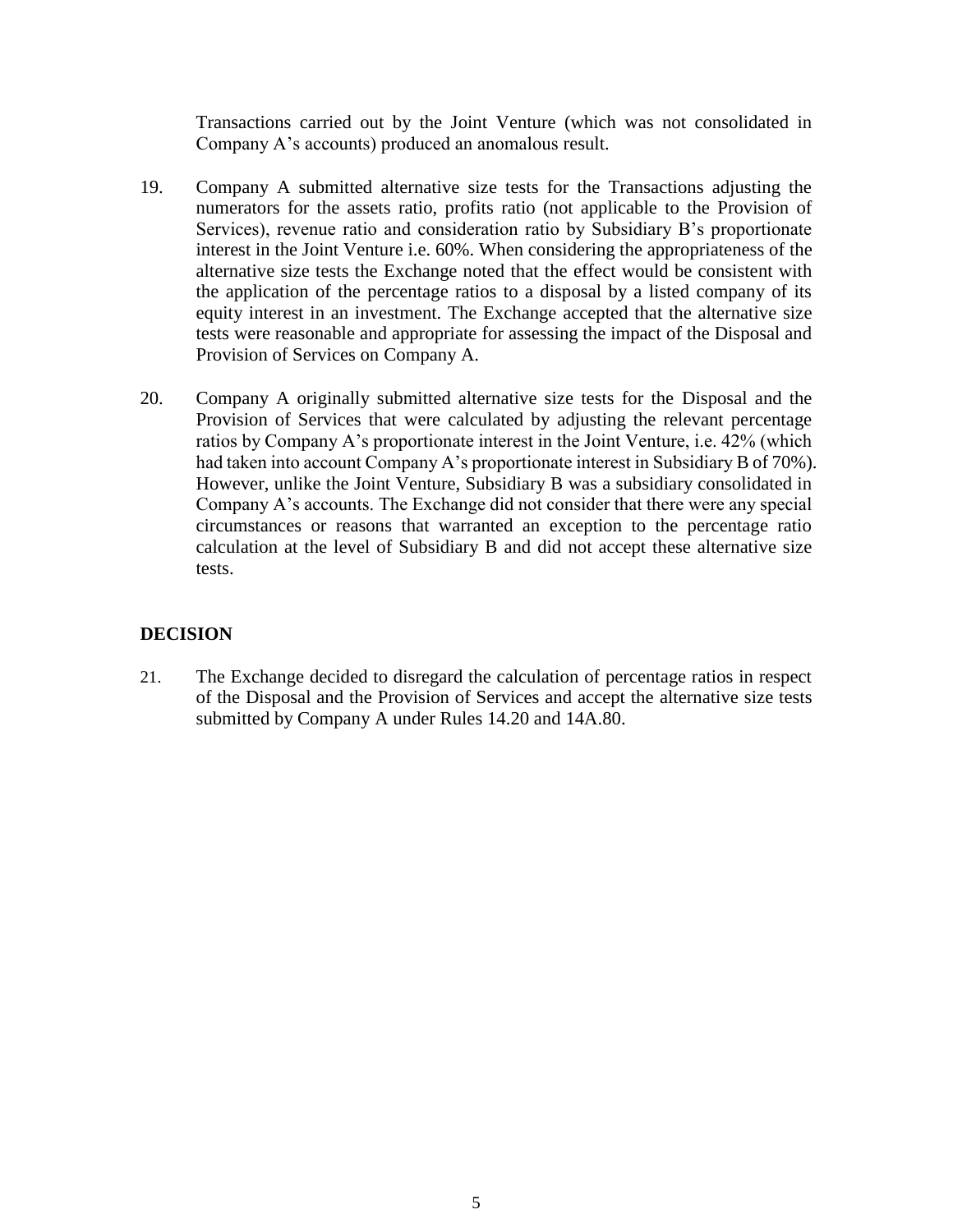Transactions carried out by the Joint Venture (which was not consolidated in Company A's accounts) produced an anomalous result.

19. Company A submitted alternative size tests for the Transactions adjusting the numerators for the assets ratio, profits ratio (not applicable to the Provision of Services), revenue ratio and consideration ratio by Subsidiary B's proportionate interest in the Joint Venture i.e. 60%. When considering the appropriateness of the alternative size tests the Exchange noted that the effect would be consistent with the application of the percentage ratios to a disposal by a listed company of its equity interest in an investment. The Exchange accepted that the alternative size tests were reasonable and appropriate for assessing the impact of the Disposal and Provision of Services on Company A.

20. Company A originally submitted alternative size tests for the Disposal and the Provision of Services that were calculated by adjusting the relevant percentage ratios by Company A's proportionate interest in the Joint Venture, i.e. 42% (which had taken into account Company A's proportionate interest in Subsidiary B of 70%). However, unlike the Joint Venture, Subsidiary B was a subsidiary consolidated in Company A's accounts. The Exchange did not consider that there were any special circumstances or reasons that warranted an exception to the percentage ratio calculation at the level of Subsidiary B and did not accept these alternative size tests.

## DECISION

21. The Exchange decided to disregard the calculation of percentage ratios in respect of the Disposal and the Provision of Services and accept the alternative size tests submitted by Company A under Rules 14.20 and 14A.80.